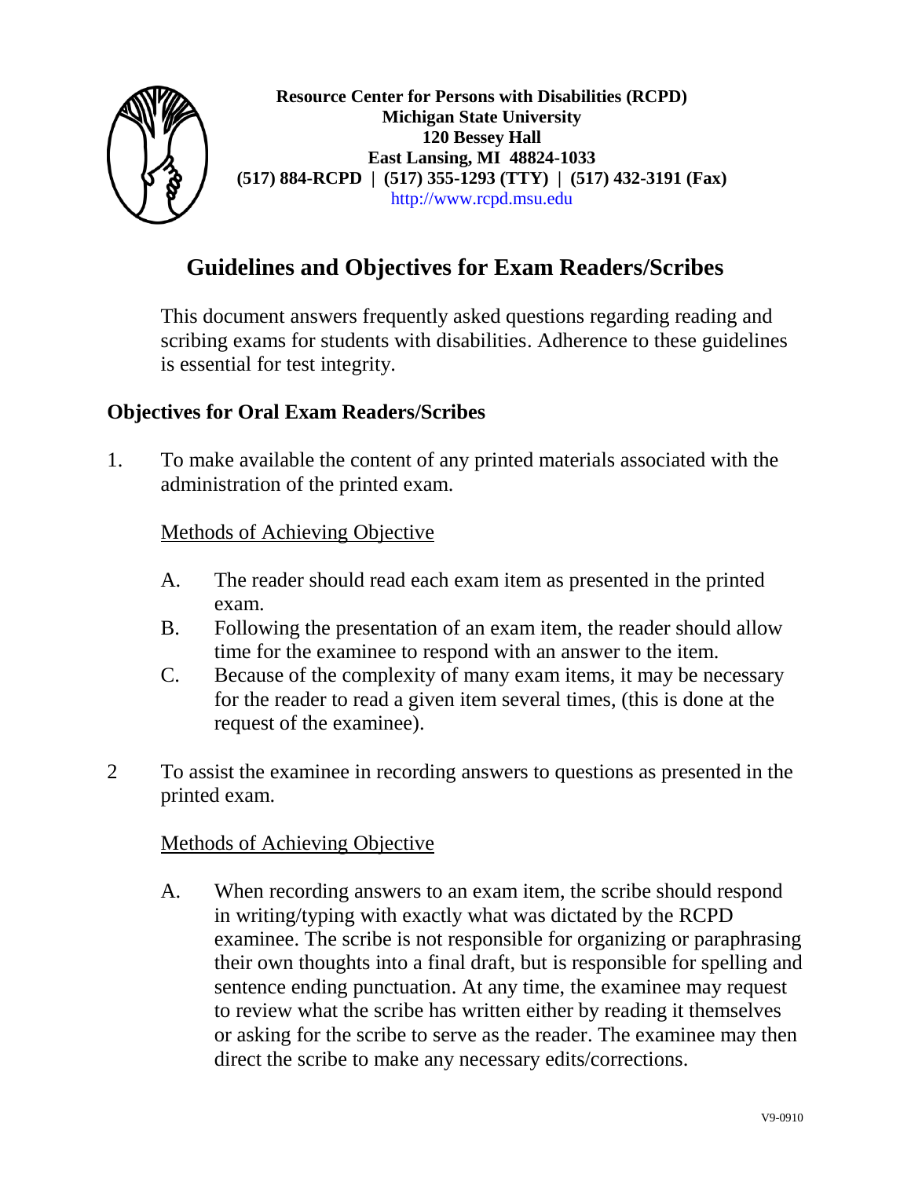**Resource Center for Persons with Disabilities (RCPD)**
**Michigan State University**
**120 Bessey Hall**
**East Lansing, MI 48824-1033**
**(517) 884-RCPD | (517) 355-1293 (TTY) | (517) 432-3191 (Fax)**
http://www.rcpd.msu.edu

# Guidelines and Objectives for Exam Readers/Scribes

This document answers frequently asked questions regarding reading and scribing exams for students with disabilities. Adherence to these guidelines is essential for test integrity.

## Objectives for Oral Exam Readers/Scribes

1. To make available the content of any printed materials associated with the administration of the printed exam.

   Methods of Achieving Objective

   A. The reader should read each exam item as presented in the printed exam.
   B. Following the presentation of an exam item, the reader should allow time for the examinee to respond with an answer to the item.
   C. Because of the complexity of many exam items, it may be necessary for the reader to read a given item several times, (this is done at the request of the examinee).

2 To assist the examinee in recording answers to questions as presented in the printed exam.

   Methods of Achieving Objective

   A. When recording answers to an exam item, the scribe should respond in writing/typing with exactly what was dictated by the RCPD examinee. The scribe is not responsible for organizing or paraphrasing their own thoughts into a final draft, but is responsible for spelling and sentence ending punctuation. At any time, the examinee may request to review what the scribe has written either by reading it themselves or asking for the scribe to serve as the reader. The examinee may then direct the scribe to make any necessary edits/corrections.

V9-0910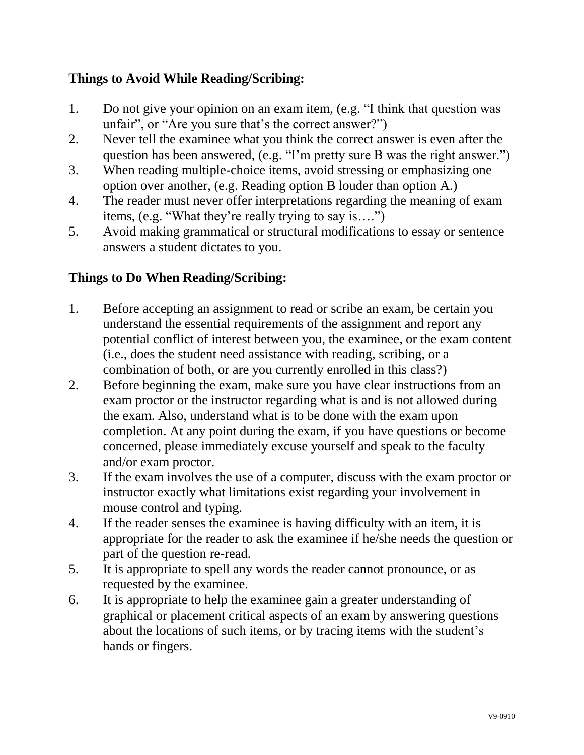### Things to Avoid While Reading/Scribing:

1. Do not give your opinion on an exam item, (e.g. "I think that question was unfair", or "Are you sure that's the correct answer?")
2. Never tell the examinee what you think the correct answer is even after the question has been answered, (e.g. "I'm pretty sure B was the right answer.")
3. When reading multiple-choice items, avoid stressing or emphasizing one option over another, (e.g. Reading option B louder than option A.)
4. The reader must never offer interpretations regarding the meaning of exam items, (e.g. "What they're really trying to say is….")
5. Avoid making grammatical or structural modifications to essay or sentence answers a student dictates to you.

### Things to Do When Reading/Scribing:

1. Before accepting an assignment to read or scribe an exam, be certain you understand the essential requirements of the assignment and report any potential conflict of interest between you, the examinee, or the exam content (i.e., does the student need assistance with reading, scribing, or a combination of both, or are you currently enrolled in this class?)
2. Before beginning the exam, make sure you have clear instructions from an exam proctor or the instructor regarding what is and is not allowed during the exam. Also, understand what is to be done with the exam upon completion. At any point during the exam, if you have questions or become concerned, please immediately excuse yourself and speak to the faculty and/or exam proctor.
3. If the exam involves the use of a computer, discuss with the exam proctor or instructor exactly what limitations exist regarding your involvement in mouse control and typing.
4. If the reader senses the examinee is having difficulty with an item, it is appropriate for the reader to ask the examinee if he/she needs the question or part of the question re-read.
5. It is appropriate to spell any words the reader cannot pronounce, or as requested by the examinee.
6. It is appropriate to help the examinee gain a greater understanding of graphical or placement critical aspects of an exam by answering questions about the locations of such items, or by tracing items with the student's hands or fingers.

V9-0910